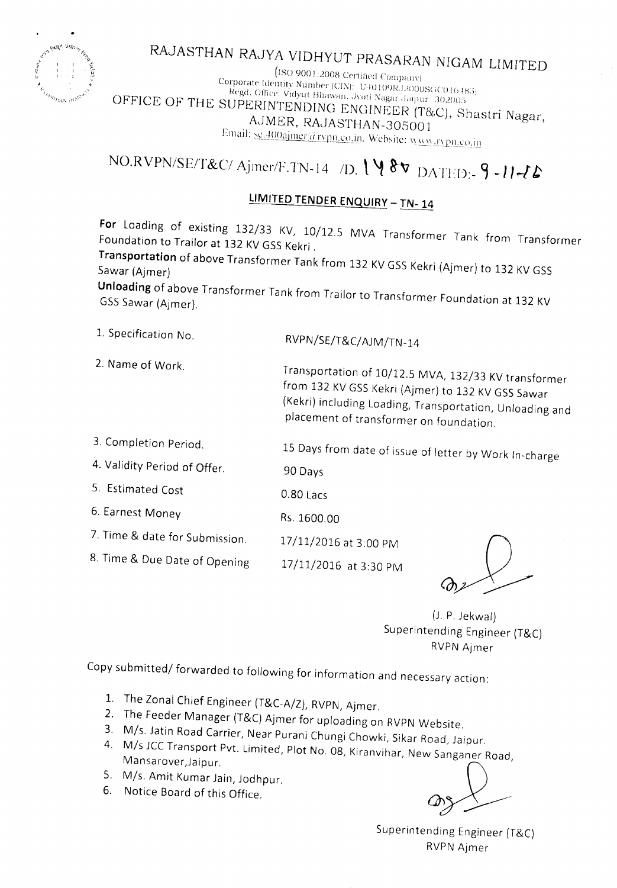# RAJASTHAN RAJYA VIDHYUT PRASARAN NIGAM LIMITED

(ISO 9001:2008 Certified Company)
Corporate Identity Number (CIN): U40109RJ2000SGC016485)
Regd. Office: Vidyut Bhawan, Jyoti Nagar Jaipur 302005

OFFICE OF THE SUPERINTENDING ENGINEER (T&C), Shastri Nagar, AJMER, RAJASTHAN-305001

Email: se.400ajmer@rvpn.co.in, Website: www.rvpn.co.in

NO.RVPN/SE/T&C/ Ajmer/F.TN-14 /D. 1480 DATED:- 9-11-16

## LIMITED TENDER ENQUIRY – TN- 14

**For** Loading of existing 132/33 KV, 10/12.5 MVA Transformer Tank from Transformer Foundation to Trailor at 132 KV GSS Kekri .

**Transportation** of above Transformer Tank from 132 KV GSS Kekri (Ajmer) to 132 KV GSS Sawar (Ajmer)

**Unloading** of above Transformer Tank from Trailor to Transformer Foundation at 132 KV GSS Sawar (Ajmer).

| | |
|---|---|
| 1. Specification No. | RVPN/SE/T&C/AJM/TN-14 |
| 2. Name of Work. | Transportation of 10/12.5 MVA, 132/33 KV transformer from 132 KV GSS Kekri (Ajmer) to 132 KV GSS Sawar (Kekri) including Loading, Transportation, Unloading and placement of transformer on foundation. |
| 3. Completion Period. | 15 Days from date of issue of letter by Work In-charge |
| 4. Validity Period of Offer. | 90 Days |
| 5. Estimated Cost | 0.80 Lacs |
| 6. Earnest Money | Rs. 1600.00 |
| 7. Time & date for Submission. | 17/11/2016 at 3:00 PM |
| 8. Time & Due Date of Opening | 17/11/2016 at 3:30 PM |

(J. P. Jekwal)
Superintending Engineer (T&C)
RVPN Ajmer

Copy submitted/ forwarded to following for information and necessary action:

1. The Zonal Chief Engineer (T&C-A/Z), RVPN, Ajmer.
2. The Feeder Manager (T&C) Ajmer for uploading on RVPN Website.
3. M/s. Jatin Road Carrier, Near Purani Chungi Chowki, Sikar Road, Jaipur.
4. M/s JCC Transport Pvt. Limited, Plot No. 08, Kiranvihar, New Sanganer Road, Mansarover,Jaipur.
5. M/s. Amit Kumar Jain, Jodhpur.
6. Notice Board of this Office.

Superintending Engineer (T&C)
RVPN Ajmer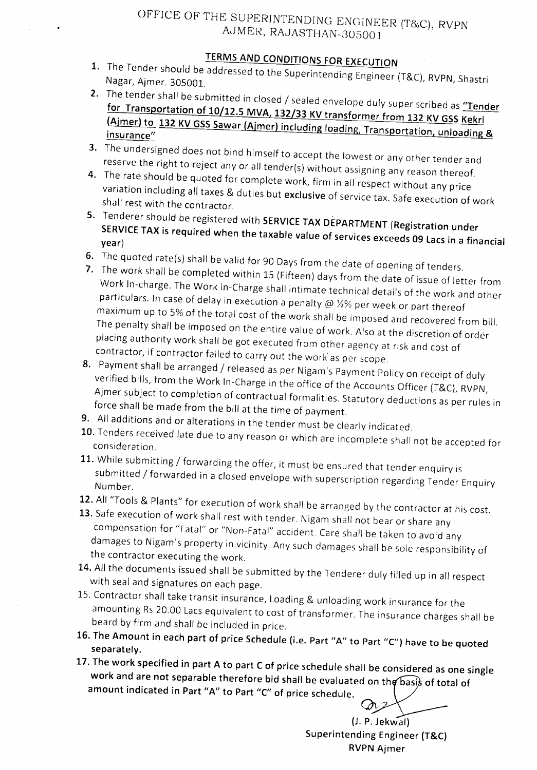# OFFICE OF THE SUPERINTENDING ENGINEER (T&C), RVPN AJMER, RAJASTHAN-305001

## TERMS AND CONDITIONS FOR EXECUTION

1. The Tender should be addressed to the Superintending Engineer (T&C), RVPN, Shastri Nagar, Ajmer. 305001.
2. The tender shall be submitted in closed / sealed envelope duly super scribed as **"Tender for Transportation of 10/12.5 MVA, 132/33 KV transformer from 132 KV GSS Kekri (Ajmer) to 132 KV GSS Sawar (Ajmer) including loading, Transportation, unloading & insurance"**
3. The undersigned does not bind himself to accept the lowest or any other tender and reserve the right to reject any or all tender(s) without assigning any reason thereof.
4. The rate should be quoted for complete work, firm in all respect without any price variation including all taxes & duties but **exclusive** of service tax. Safe execution of work shall rest with the contractor.
5. Tenderer should be registered with **SERVICE TAX DEPARTMENT (Registration under SERVICE TAX is required when the taxable value of services exceeds 09 Lacs in a financial year)**
6. The quoted rate(s) shall be valid for 90 Days from the date of opening of tenders.
7. The work shall be completed within 15 (Fifteen) days from the date of issue of letter from Work In-charge. The Work In-Charge shall intimate technical details of the work and other particulars. In case of delay in execution a penalty @ ½% per week or part thereof maximum up to 5% of the total cost of the work shall be imposed and recovered from bill. The penalty shall be imposed on the entire value of work. Also at the discretion of order placing authority work shall be got executed from other agency at risk and cost of contractor, if contractor failed to carry out the work as per scope.
8. Payment shall be arranged / released as per Nigam's Payment Policy on receipt of duly verified bills, from the Work In-Charge in the office of the Accounts Officer (T&C), RVPN, Ajmer subject to completion of contractual formalities. Statutory deductions as per rules in force shall be made from the bill at the time of payment.
9. All additions and or alterations in the tender must be clearly indicated.
10. Tenders received late due to any reason or which are incomplete shall not be accepted for consideration.
11. While submitting / forwarding the offer, it must be ensured that tender enquiry is submitted / forwarded in a closed envelope with superscription regarding Tender Enquiry Number.
12. All "Tools & Plants" for execution of work shall be arranged by the contractor at his cost.
13. Safe execution of work shall rest with tender. Nigam shall not bear or share any compensation for "Fatal" or "Non-Fatal" accident. Care shall be taken to avoid any damages to Nigam's property in vicinity. Any such damages shall be sole responsibility of the contractor executing the work.
14. All the documents issued shall be submitted by the Tenderer duly filled up in all respect with seal and signatures on each page.
15. Contractor shall take transit insurance, Loading & unloading work insurance for the amounting Rs 20.00 Lacs equivalent to cost of transformer. The insurance charges shall be beard by firm and shall be included in price.
16. **The Amount in each part of price Schedule (i.e. Part "A" to Part "C") have to be quoted separately.**
17. **The work specified in part A to part C of price schedule shall be considered as one single work and are not separable therefore bid shall be evaluated on the basis of total of amount indicated in Part "A" to Part "C" of price schedule.**

(J. P. Jekwal)
Superintending Engineer (T&C)
RVPN Ajmer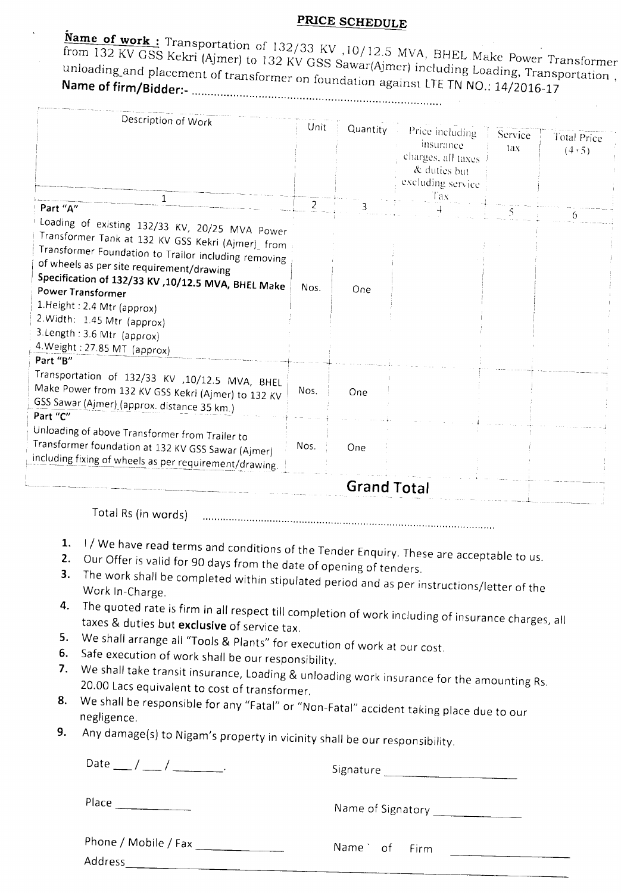## PRICE SCHEDULE

**Name of work :** Transportation of 132/33 KV ,10/12.5 MVA, BHEL Make Power Transformer from 132 KV GSS Kekri (Ajmer) to 132 KV GSS Sawar(Ajmer) including Loading, Transportation , unloading and placement of transformer on foundation against LTE TN NO.: 14/2016-17

**Name of firm/Bidder:-** ..............................................................................

| Description of Work | Unit | Quantity | Price including insurance charges, all taxes & duties but excluding service Tax | Service tax | Total Price (4+5) |
|---|---|---|---|---|---|
| 1 | 2 | 3 | 4 | 5 | 6 |
| **Part "A"** | | | | | |
| Loading of existing 132/33 KV, 20/25 MVA Power Transformer Tank at 132 KV GSS Kekri (Ajmer)_ from Transformer Foundation to Trailor including removing of wheels as per site requirement/drawing<br>**Specification of 132/33 KV ,10/12.5 MVA, BHEL Make Power Transformer**<br>1.Height : 2.4 Mtr (approx)<br>2.Width: 1.45 Mtr (approx)<br>3.Length : 3.6 Mtr (approx)<br>4.Weight : 27.85 MT (approx) | Nos. | One | | | |
| **Part "B"** | | | | | |
| Transportation of 132/33 KV ,10/12.5 MVA, BHEL Make Power from 132 KV GSS Kekri (Ajmer) to 132 KV GSS Sawar (Ajmer) (approx. distance 35 km.) | Nos. | One | | | |
| **Part "C"** | | | | | |
| Unloading of above Transformer from Trailer to Transformer foundation at 132 KV GSS Sawar (Ajmer) including fixing of wheels as per requirement/drawing. | Nos. | One | | | |
| | | **Grand Total** | | | |

Total Rs (in words) ..............................................................................

1. I / We have read terms and conditions of the Tender Enquiry. These are acceptable to us.
2. Our Offer is valid for 90 days from the date of opening of tenders.
3. The work shall be completed within stipulated period and as per instructions/letter of the Work In-Charge.
4. The quoted rate is firm in all respect till completion of work including of insurance charges, all taxes & duties but **exclusive** of service tax.
5. We shall arrange all "Tools & Plants" for execution of work at our cost.
6. Safe execution of work shall be our responsibility.
7. We shall take transit insurance, Loading & unloading work insurance for the amounting Rs. 20.00 Lacs equivalent to cost of transformer.
8. We shall be responsible for any "Fatal" or "Non-Fatal" accident taking place due to our negligence.
9. Any damage(s) to Nigam's property in vicinity shall be our responsibility.

Date ___/___/_______.

Signature ____________________

Place ____________

Name of Signatory ____________

Phone / Mobile / Fax ______________

Name of Firm ____________

Address ______________________________________________